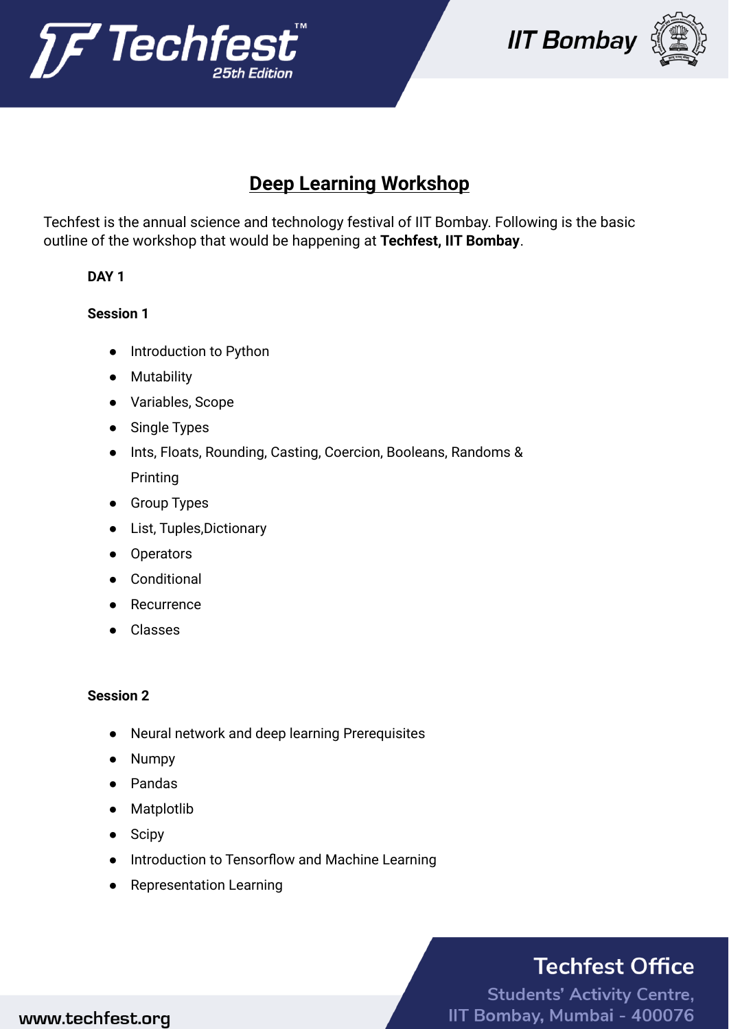# Deep Learning Workshop

Techfest is the annual science and technology festival of IIT Bombay. Following is the basic outline of the workshop that would be happening at **Techfest, IIT Bombay**.

**DAY 1**

**Session 1**

- Introduction to Python
- Mutability
- Variables, Scope
- Single Types
- Ints, Floats, Rounding, Casting, Coercion, Booleans, Randoms & Printing
- Group Types
- List, Tuples,Dictionary
- Operators
- Conditional
- Recurrence
- Classes

**Session 2**

- Neural network and deep learning Prerequisites
- Numpy
- Pandas
- Matplotlib
- Scipy
- Introduction to Tensorflow and Machine Learning
- Representation Learning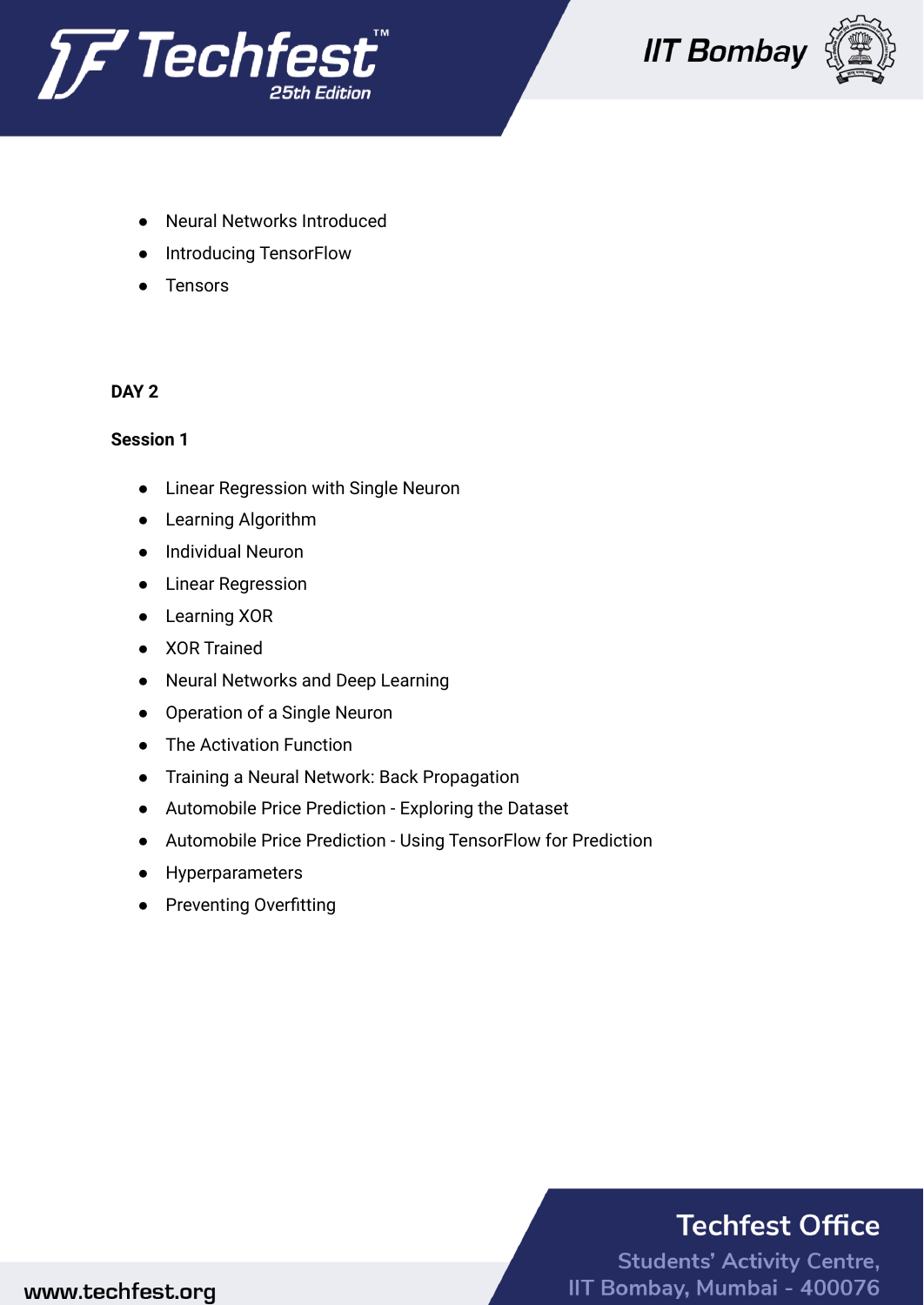- Neural Networks Introduced
- Introducing TensorFlow
- Tensors

**DAY 2**

**Session 1**

- Linear Regression with Single Neuron
- Learning Algorithm
- Individual Neuron
- Linear Regression
- Learning XOR
- XOR Trained
- Neural Networks and Deep Learning
- Operation of a Single Neuron
- The Activation Function
- Training a Neural Network: Back Propagation
- Automobile Price Prediction - Exploring the Dataset
- Automobile Price Prediction - Using TensorFlow for Prediction
- Hyperparameters
- Preventing Overfitting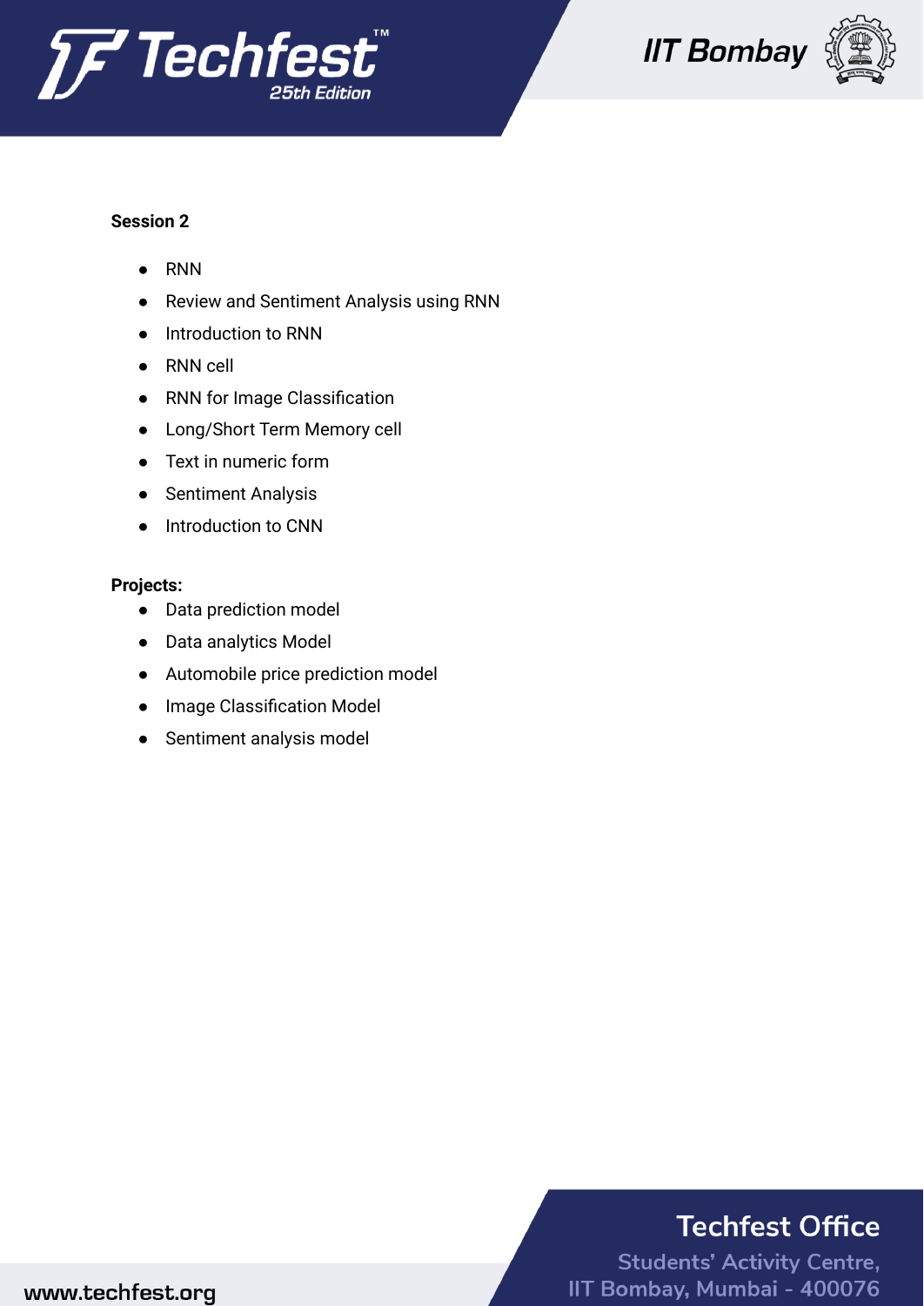**Session 2**

- RNN
- Review and Sentiment Analysis using RNN
- Introduction to RNN
- RNN cell
- RNN for Image Classification
- Long/Short Term Memory cell
- Text in numeric form
- Sentiment Analysis
- Introduction to CNN

**Projects:**

- Data prediction model
- Data analytics Model
- Automobile price prediction model
- Image Classification Model
- Sentiment analysis model